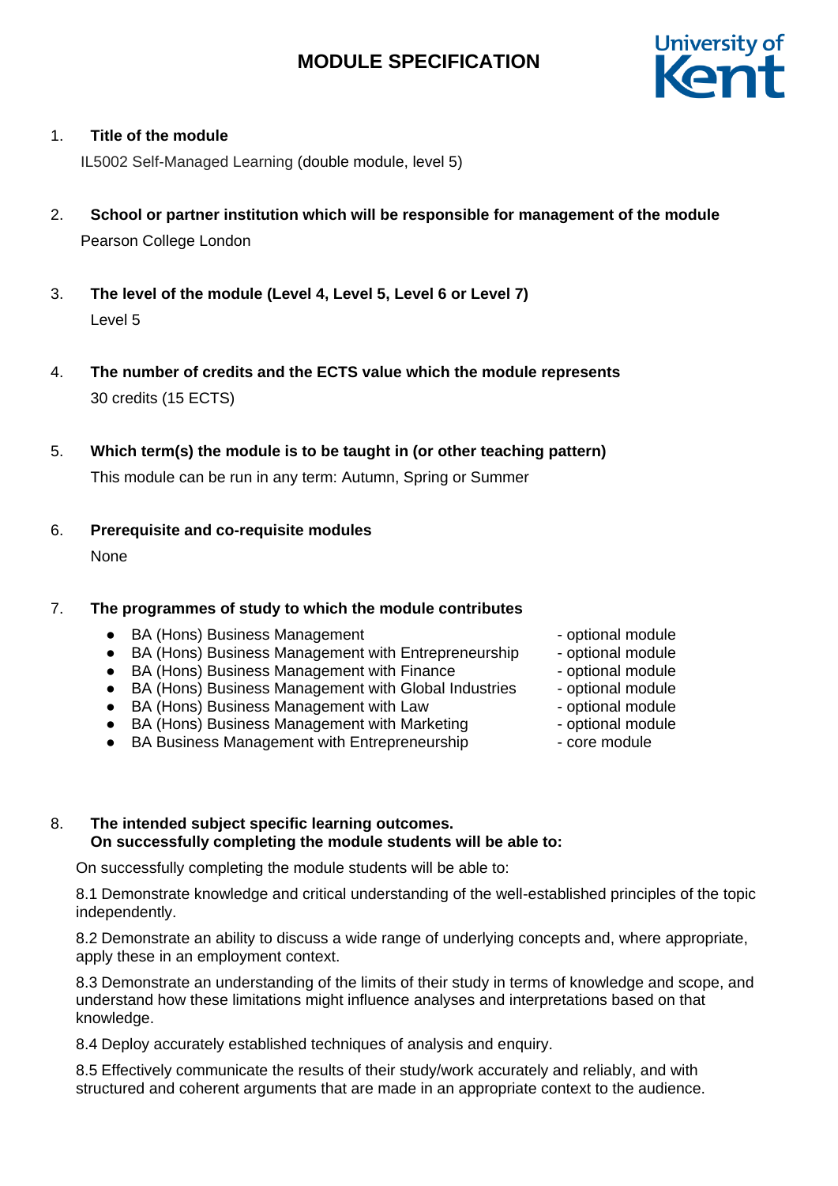# MODULE SPECIFICATION

University of Kent

1. **Title of the module**

   IL5002 Self-Managed Learning (double module, level 5)

2. **School or partner institution which will be responsible for management of the module**

   Pearson College London

3. **The level of the module (Level 4, Level 5, Level 6 or Level 7)**

   Level 5

4. **The number of credits and the ECTS value which the module represents**

   30 credits (15 ECTS)

5. **Which term(s) the module is to be taught in (or other teaching pattern)**

   This module can be run in any term: Autumn, Spring or Summer

6. **Prerequisite and co-requisite modules**

   None

7. **The programmes of study to which the module contributes**

   - BA (Hons) Business Management - optional module
   - BA (Hons) Business Management with Entrepreneurship - optional module
   - BA (Hons) Business Management with Finance - optional module
   - BA (Hons) Business Management with Global Industries - optional module
   - BA (Hons) Business Management with Law - optional module
   - BA (Hons) Business Management with Marketing - optional module
   - BA Business Management with Entrepreneurship - core module

8. **The intended subject specific learning outcomes. On successfully completing the module students will be able to:**

   On successfully completing the module students will be able to:

   8.1 Demonstrate knowledge and critical understanding of the well-established principles of the topic independently.

   8.2 Demonstrate an ability to discuss a wide range of underlying concepts and, where appropriate, apply these in an employment context.

   8.3 Demonstrate an understanding of the limits of their study in terms of knowledge and scope, and understand how these limitations might influence analyses and interpretations based on that knowledge.

   8.4 Deploy accurately established techniques of analysis and enquiry.

   8.5 Effectively communicate the results of their study/work accurately and reliably, and with structured and coherent arguments that are made in an appropriate context to the audience.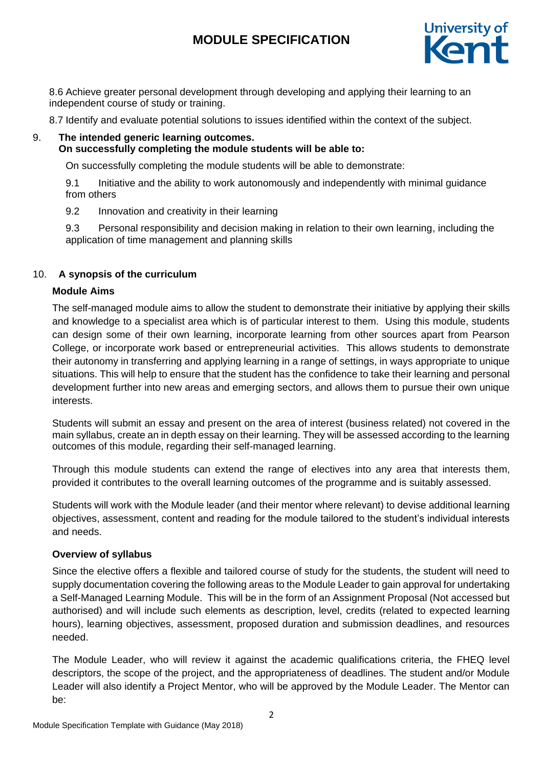8.6 Achieve greater personal development through developing and applying their learning to an independent course of study or training.

8.7 Identify and evaluate potential solutions to issues identified within the context of the subject.

9. **The intended generic learning outcomes.**
   **On successfully completing the module students will be able to:**

On successfully completing the module students will be able to demonstrate:

9.1 Initiative and the ability to work autonomously and independently with minimal guidance from others

9.2 Innovation and creativity in their learning

9.3 Personal responsibility and decision making in relation to their own learning, including the application of time management and planning skills

10. **A synopsis of the curriculum**

**Module Aims**

The self-managed module aims to allow the student to demonstrate their initiative by applying their skills and knowledge to a specialist area which is of particular interest to them. Using this module, students can design some of their own learning, incorporate learning from other sources apart from Pearson College, or incorporate work based or entrepreneurial activities. This allows students to demonstrate their autonomy in transferring and applying learning in a range of settings, in ways appropriate to unique situations. This will help to ensure that the student has the confidence to take their learning and personal development further into new areas and emerging sectors, and allows them to pursue their own unique interests.

Students will submit an essay and present on the area of interest (business related) not covered in the main syllabus, create an in depth essay on their learning. They will be assessed according to the learning outcomes of this module, regarding their self-managed learning.

Through this module students can extend the range of electives into any area that interests them, provided it contributes to the overall learning outcomes of the programme and is suitably assessed.

Students will work with the Module leader (and their mentor where relevant) to devise additional learning objectives, assessment, content and reading for the module tailored to the student's individual interests and needs.

**Overview of syllabus**

Since the elective offers a flexible and tailored course of study for the students, the student will need to supply documentation covering the following areas to the Module Leader to gain approval for undertaking a Self-Managed Learning Module. This will be in the form of an Assignment Proposal (Not accessed but authorised) and will include such elements as description, level, credits (related to expected learning hours), learning objectives, assessment, proposed duration and submission deadlines, and resources needed.

The Module Leader, who will review it against the academic qualifications criteria, the FHEQ level descriptors, the scope of the project, and the appropriateness of deadlines. The student and/or Module Leader will also identify a Project Mentor, who will be approved by the Module Leader. The Mentor can be: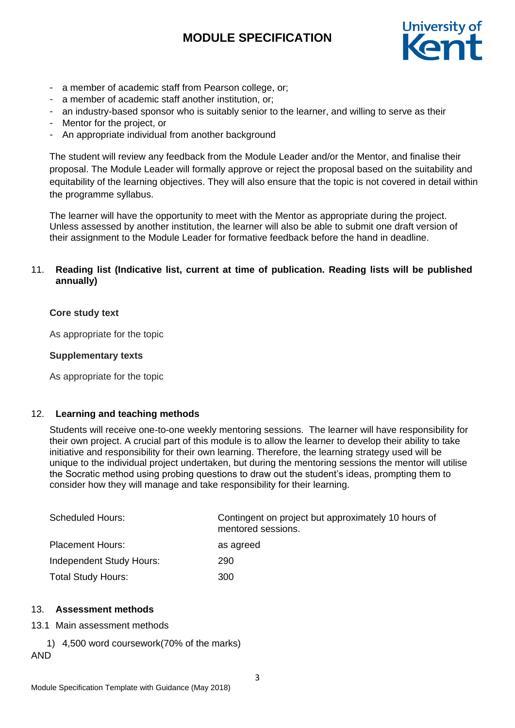- a member of academic staff from Pearson college, or;
- a member of academic staff another institution, or;
- an industry-based sponsor who is suitably senior to the learner, and willing to serve as their
- Mentor for the project, or
- An appropriate individual from another background

The student will review any feedback from the Module Leader and/or the Mentor, and finalise their proposal. The Module Leader will formally approve or reject the proposal based on the suitability and equitability of the learning objectives. They will also ensure that the topic is not covered in detail within the programme syllabus.

The learner will have the opportunity to meet with the Mentor as appropriate during the project. Unless assessed by another institution, the learner will also be able to submit one draft version of their assignment to the Module Leader for formative feedback before the hand in deadline.

## 11. Reading list (Indicative list, current at time of publication. Reading lists will be published annually)

**Core study text**

As appropriate for the topic

**Supplementary texts**

As appropriate for the topic

## 12. Learning and teaching methods

Students will receive one-to-one weekly mentoring sessions. The learner will have responsibility for their own project. A crucial part of this module is to allow the learner to develop their ability to take initiative and responsibility for their own learning. Therefore, the learning strategy used will be unique to the individual project undertaken, but during the mentoring sessions the mentor will utilise the Socratic method using probing questions to draw out the student's ideas, prompting them to consider how they will manage and take responsibility for their learning.

| | |
|---|---|
| Scheduled Hours: | Contingent on project but approximately 10 hours of mentored sessions. |
| Placement Hours: | as agreed |
| Independent Study Hours: | 290 |
| Total Study Hours: | 300 |

## 13. Assessment methods

13.1 Main assessment methods

1) 4,500 word coursework(70% of the marks)

AND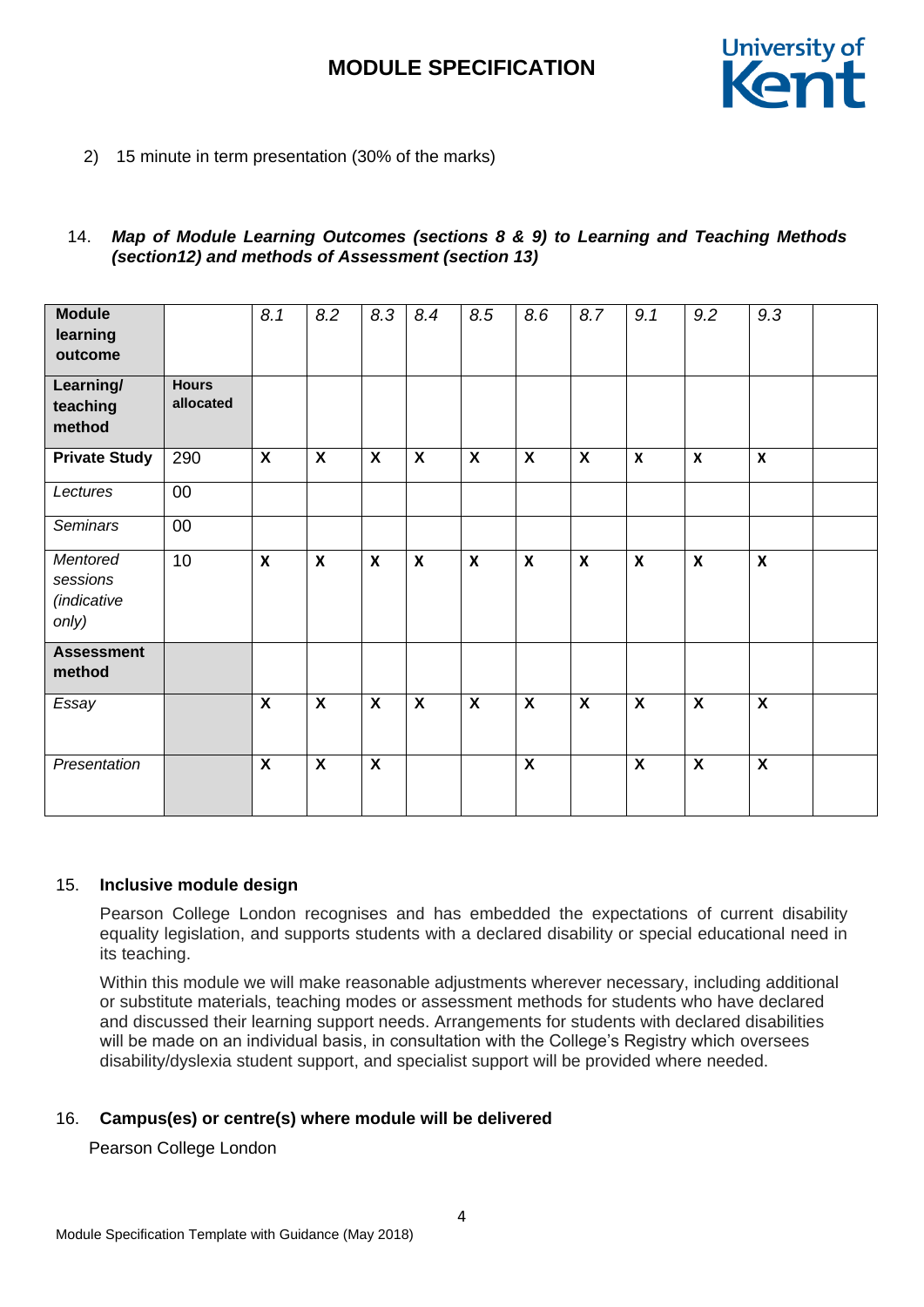2) 15 minute in term presentation (30% of the marks)

14. ***Map of Module Learning Outcomes (sections 8 & 9) to Learning and Teaching Methods (section12) and methods of Assessment (section 13)***

| **Module learning outcome** | | *8.1* | *8.2* | *8.3* | *8.4* | *8.5* | *8.6* | *8.7* | *9.1* | *9.2* | *9.3* | |
|---|---|---|---|---|---|---|---|---|---|---|---|---|
| **Learning/ teaching method** | **Hours allocated** | | | | | | | | | | | |
| **Private Study** | 290 | **X** | **X** | **X** | **X** | **X** | **X** | **X** | **X** | **X** | **X** | |
| *Lectures* | 00 | | | | | | | | | | | |
| *Seminars* | 00 | | | | | | | | | | | |
| *Mentored sessions (indicative only)* | 10 | **X** | **X** | **X** | **X** | **X** | **X** | **X** | **X** | **X** | **X** | |
| **Assessment method** | | | | | | | | | | | | |
| *Essay* | | **X** | **X** | **X** | **X** | **X** | **X** | **X** | **X** | **X** | **X** | |
| *Presentation* | | **X** | **X** | **X** | | | **X** | | **X** | **X** | **X** | |

15. **Inclusive module design**

Pearson College London recognises and has embedded the expectations of current disability equality legislation, and supports students with a declared disability or special educational need in its teaching.

Within this module we will make reasonable adjustments wherever necessary, including additional or substitute materials, teaching modes or assessment methods for students who have declared and discussed their learning support needs. Arrangements for students with declared disabilities will be made on an individual basis, in consultation with the College's Registry which oversees disability/dyslexia student support, and specialist support will be provided where needed.

16. **Campus(es) or centre(s) where module will be delivered**

Pearson College London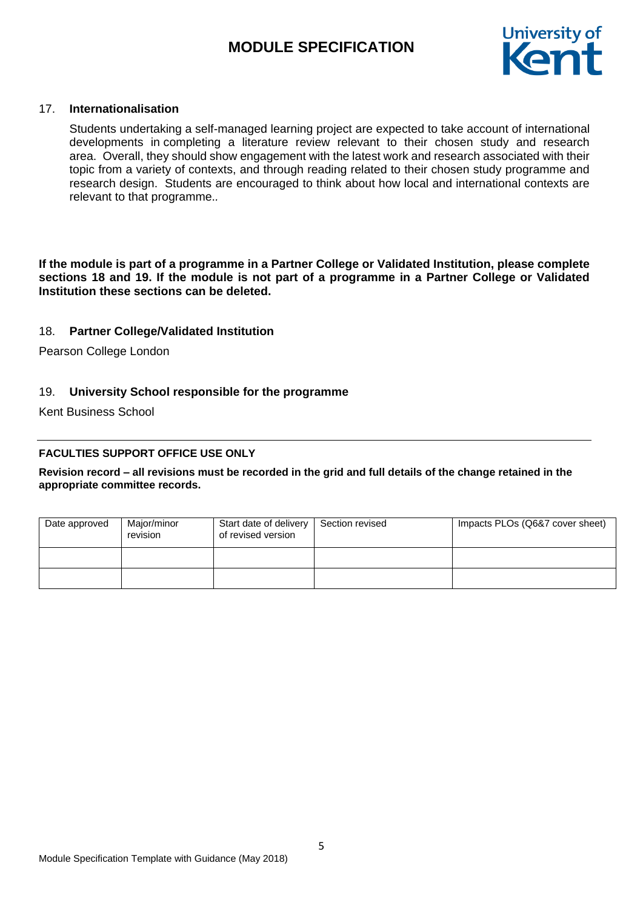17. **Internationalisation**

Students undertaking a self-managed learning project are expected to take account of international developments in completing a literature review relevant to their chosen study and research area. Overall, they should show engagement with the latest work and research associated with their topic from a variety of contexts, and through reading related to their chosen study programme and research design. Students are encouraged to think about how local and international contexts are relevant to that programme..

**If the module is part of a programme in a Partner College or Validated Institution, please complete sections 18 and 19. If the module is not part of a programme in a Partner College or Validated Institution these sections can be deleted.**

18. **Partner College/Validated Institution**

Pearson College London

19. **University School responsible for the programme**

Kent Business School

---

**FACULTIES SUPPORT OFFICE USE ONLY**

**Revision record – all revisions must be recorded in the grid and full details of the change retained in the appropriate committee records.**

| Date approved | Major/minor revision | Start date of delivery of revised version | Section revised | Impacts PLOs (Q6&7 cover sheet) |
|---|---|---|---|---|
| | | | | |
| | | | | |